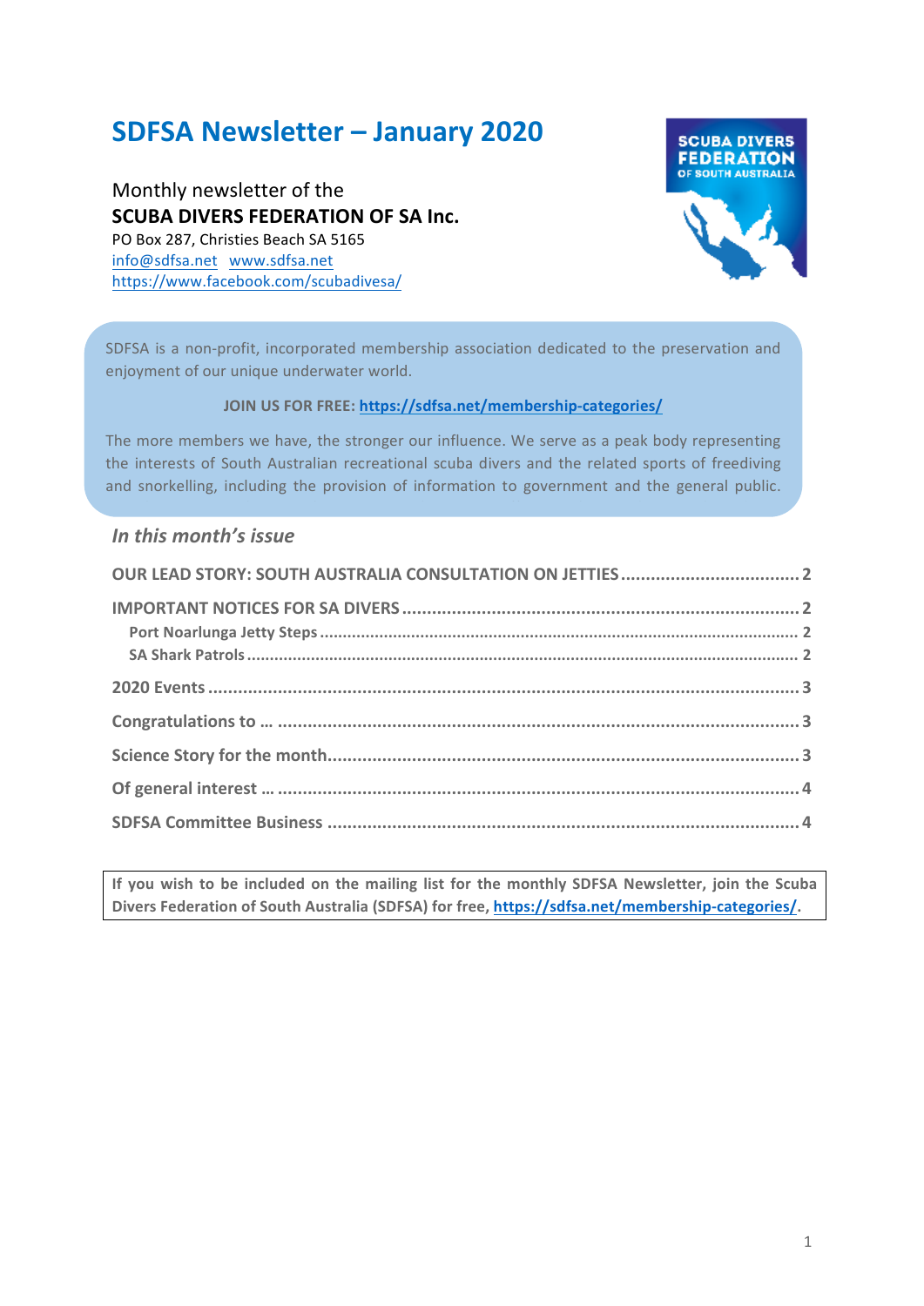# SDFSA Newsletter – January 2020

Monthly newsletter of the

**SCUBA DIVERS FEDERATION OF SA Inc.**

PO Box 287, Christies Beach SA 5165

info@sdfsa.net www.sdfsa.net

https://www.facebook.com/scubadivesa/

SDFSA is a non-profit, incorporated membership association dedicated to the preservation and enjoyment of our unique underwater world.

**JOIN US FOR FREE: https://sdfsa.net/membership-categories/**

The more members we have, the stronger our influence. We serve as a peak body representing the interests of South Australian recreational scuba divers and the related sports of freediving and snorkelling, including the provision of information to government and the general public.

## *In this month's issue*

**OUR LEAD STORY: SOUTH AUSTRALIA CONSULTATION ON JETTIES** ........ 2

**IMPORTANT NOTICES FOR SA DIVERS** ........ 2

- **Port Noarlunga Jetty Steps** ........ 2
- **SA Shark Patrols** ........ 2

**2020 Events** ........ 3

**Congratulations to …** ........ 3

**Science Story for the month** ........ 3

**Of general interest …** ........ 4

**SDFSA Committee Business** ........ 4

**If you wish to be included on the mailing list for the monthly SDFSA Newsletter, join the Scuba Divers Federation of South Australia (SDFSA) for free, https://sdfsa.net/membership-categories/.**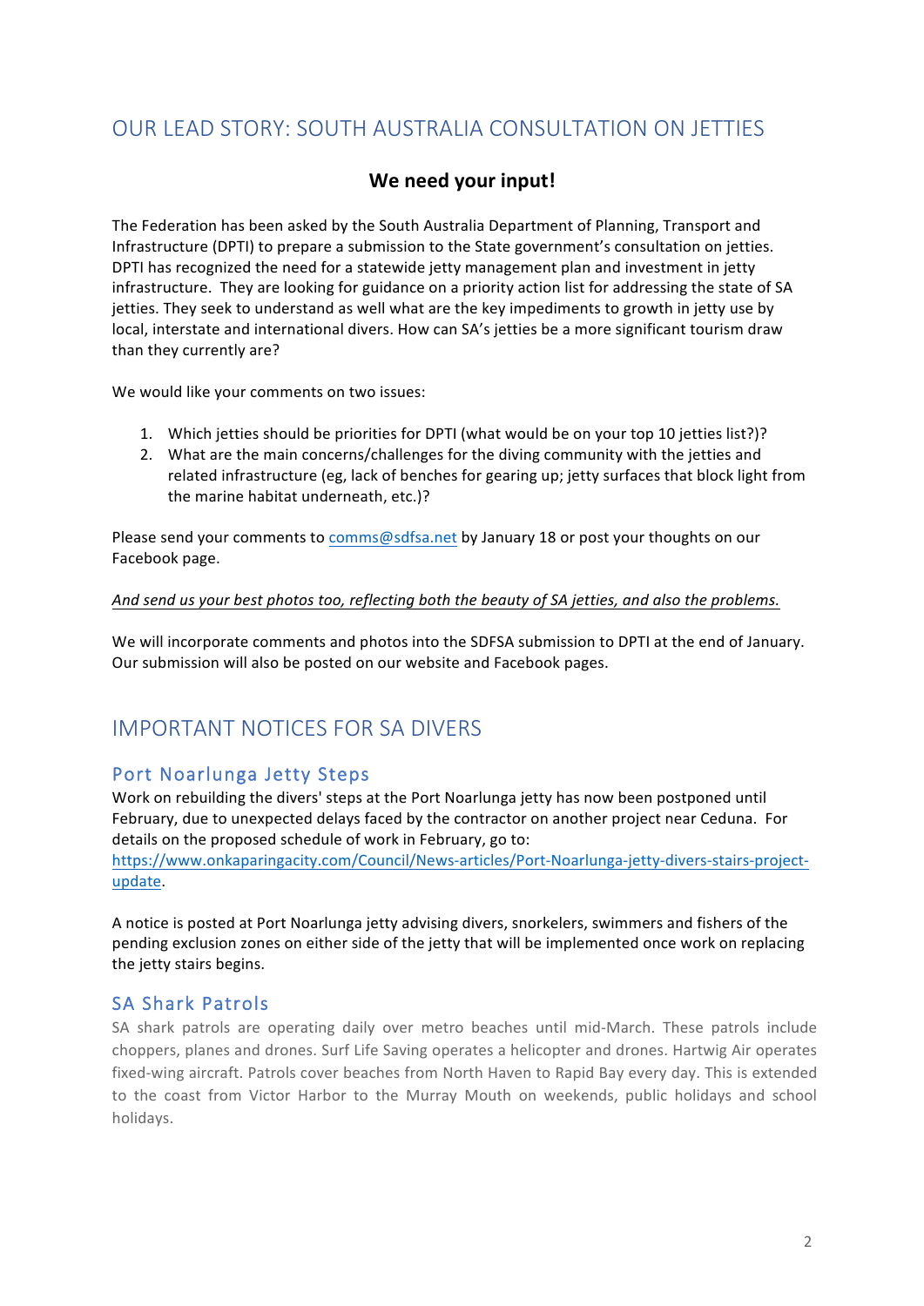## OUR LEAD STORY: SOUTH AUSTRALIA CONSULTATION ON JETTIES

**We need your input!**

The Federation has been asked by the South Australia Department of Planning, Transport and Infrastructure (DPTI) to prepare a submission to the State government's consultation on jetties. DPTI has recognized the need for a statewide jetty management plan and investment in jetty infrastructure. They are looking for guidance on a priority action list for addressing the state of SA jetties. They seek to understand as well what are the key impediments to growth in jetty use by local, interstate and international divers. How can SA's jetties be a more significant tourism draw than they currently are?

We would like your comments on two issues:

1. Which jetties should be priorities for DPTI (what would be on your top 10 jetties list?)?
2. What are the main concerns/challenges for the diving community with the jetties and related infrastructure (eg, lack of benches for gearing up; jetty surfaces that block light from the marine habitat underneath, etc.)?

Please send your comments to comms@sdfsa.net by January 18 or post your thoughts on our Facebook page.

*And send us your best photos too, reflecting both the beauty of SA jetties, and also the problems.*

We will incorporate comments and photos into the SDFSA submission to DPTI at the end of January. Our submission will also be posted on our website and Facebook pages.

## IMPORTANT NOTICES FOR SA DIVERS

### Port Noarlunga Jetty Steps

Work on rebuilding the divers' steps at the Port Noarlunga jetty has now been postponed until February, due to unexpected delays faced by the contractor on another project near Ceduna. For details on the proposed schedule of work in February, go to: https://www.onkaparingacity.com/Council/News-articles/Port-Noarlunga-jetty-divers-stairs-project-update.

A notice is posted at Port Noarlunga jetty advising divers, snorkelers, swimmers and fishers of the pending exclusion zones on either side of the jetty that will be implemented once work on replacing the jetty stairs begins.

### SA Shark Patrols

SA shark patrols are operating daily over metro beaches until mid-March. These patrols include choppers, planes and drones. Surf Life Saving operates a helicopter and drones. Hartwig Air operates fixed-wing aircraft. Patrols cover beaches from North Haven to Rapid Bay every day. This is extended to the coast from Victor Harbor to the Murray Mouth on weekends, public holidays and school holidays.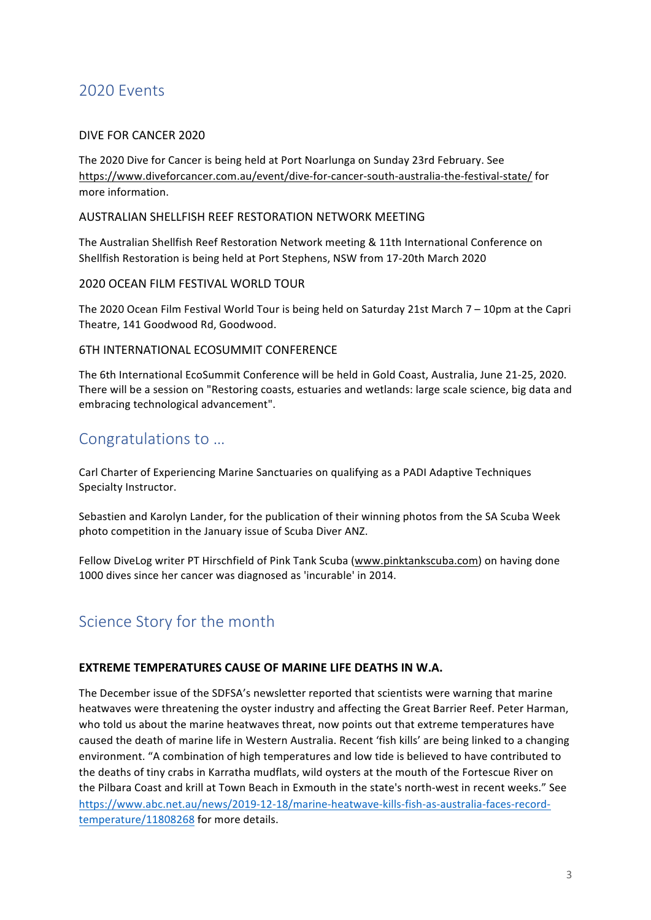## 2020 Events

### DIVE FOR CANCER 2020

The 2020 Dive for Cancer is being held at Port Noarlunga on Sunday 23rd February. See https://www.diveforcancer.com.au/event/dive-for-cancer-south-australia-the-festival-state/ for more information.

### AUSTRALIAN SHELLFISH REEF RESTORATION NETWORK MEETING

The Australian Shellfish Reef Restoration Network meeting & 11th International Conference on Shellfish Restoration is being held at Port Stephens, NSW from 17-20th March 2020

### 2020 OCEAN FILM FESTIVAL WORLD TOUR

The 2020 Ocean Film Festival World Tour is being held on Saturday 21st March 7 – 10pm at the Capri Theatre, 141 Goodwood Rd, Goodwood.

### 6TH INTERNATIONAL ECOSUMMIT CONFERENCE

The 6th International EcoSummit Conference will be held in Gold Coast, Australia, June 21-25, 2020. There will be a session on "Restoring coasts, estuaries and wetlands: large scale science, big data and embracing technological advancement".

## Congratulations to …

Carl Charter of Experiencing Marine Sanctuaries on qualifying as a PADI Adaptive Techniques Specialty Instructor.

Sebastien and Karolyn Lander, for the publication of their winning photos from the SA Scuba Week photo competition in the January issue of Scuba Diver ANZ.

Fellow DiveLog writer PT Hirschfield of Pink Tank Scuba (www.pinktankscuba.com) on having done 1000 dives since her cancer was diagnosed as 'incurable' in 2014.

## Science Story for the month

### EXTREME TEMPERATURES CAUSE OF MARINE LIFE DEATHS IN W.A.

The December issue of the SDFSA's newsletter reported that scientists were warning that marine heatwaves were threatening the oyster industry and affecting the Great Barrier Reef. Peter Harman, who told us about the marine heatwaves threat, now points out that extreme temperatures have caused the death of marine life in Western Australia. Recent 'fish kills' are being linked to a changing environment. "A combination of high temperatures and low tide is believed to have contributed to the deaths of tiny crabs in Karratha mudflats, wild oysters at the mouth of the Fortescue River on the Pilbara Coast and krill at Town Beach in Exmouth in the state's north-west in recent weeks." See https://www.abc.net.au/news/2019-12-18/marine-heatwave-kills-fish-as-australia-faces-record-temperature/11808268 for more details.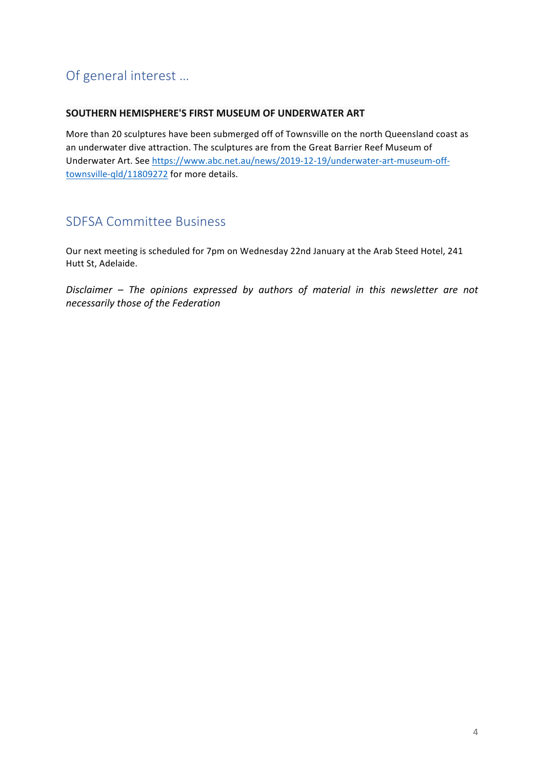## Of general interest …

**SOUTHERN HEMISPHERE'S FIRST MUSEUM OF UNDERWATER ART**

More than 20 sculptures have been submerged off of Townsville on the north Queensland coast as an underwater dive attraction. The sculptures are from the Great Barrier Reef Museum of Underwater Art. See https://www.abc.net.au/news/2019-12-19/underwater-art-museum-off-townsville-qld/11809272 for more details.

## SDFSA Committee Business

Our next meeting is scheduled for 7pm on Wednesday 22nd January at the Arab Steed Hotel, 241 Hutt St, Adelaide.

*Disclaimer – The opinions expressed by authors of material in this newsletter are not necessarily those of the Federation*